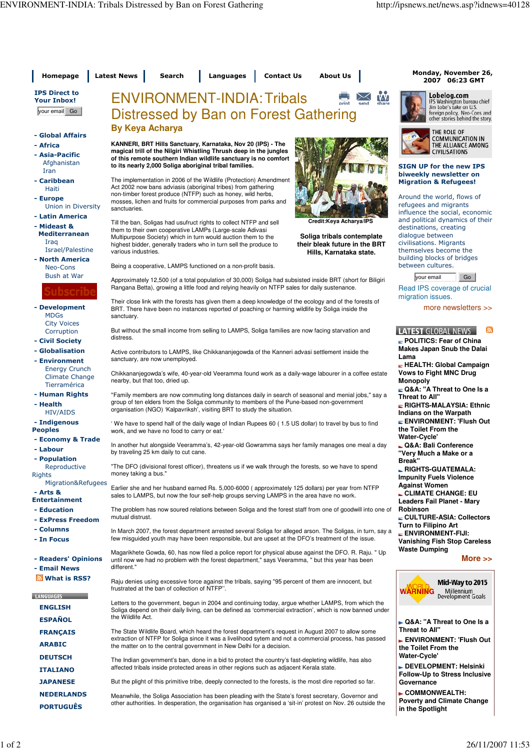# ENVIRONMENT-INDIA: Tribals Distressed by Ban on Forest Gathering

**By Keya Acharya**

**KANNERI, BRT Hills Sanctuary, Karnataka, Nov 20 (IPS) - The magical trill of the Nilgiri Whistling Thrush deep in the jungles of this remote southern Indian wildlife sanctuary is no comfort to its nearly 2,000 Soliga aboriginal tribal families.**

The implementation in 2006 of the Wildlife (Protection) Amendment Act 2002 now bans adviasis (aboriginal tribes) from gathering non-timber forest produce (NTFP) such as honey, wild herbs, mosses, lichen and fruits for commercial purposes from parks and sanctuaries.

Credit:Keya Acharya/IPS

**Soliga tribals contemplate their bleak future in the BRT Hills, Karnataka state.**

Till the ban, Soligas had usufruct rights to collect NTFP and sell them to their own cooperative LAMPS (Large-scale Adivasi Multipurpose Society) which in turn would auction them to the highest bidder, generally traders who in turn sell the produce to various industries.

Being a cooperative, LAMPS functioned on a non-profit basis.

Approximately 12,500 (of a total population of 30,000) Soliga had subsisted inside BRT (short for Biligiri Rangana Betta), growing a little food and relying heavily on NTFP sales for daily sustenance.

Their close link with the forests has given them a deep knowledge of the ecology and of the forests of BRT. There have been no instances reported of poaching or harming wildlife by Soliga inside the sanctuary.

But without the small income from selling to LAMPS, Soliga families are now facing starvation and distress.

Active contributors to LAMPS, like Chikkananjegowda of the Kanneri advasi settlement inside the sanctuary, are now unemployed.

Chikkananjegowda's wife, 40-year-old Veeramma found work as a daily-wage labourer in a coffee estate nearby, but that too, dried up.

"Family members are now commuting long distances daily in search of seasonal and menial jobs," say a group of ten elders from the Soliga community to members of the Pune-based non-government organisation (NGO) 'Kalpavriksh', visiting BRT to study the situation.

' We have to spend half of the daily wage of Indian Rupees 60 ( 1.5 US dollar) to travel by bus to find work, and we have no food to carry or eat.'

In another hut alongside Veeramma's, 42-year-old Gowramma says her family manages one meal a day by traveling 25 km daily to cut cane.

"The DFO (divisional forest officer), threatens us if we walk through the forests, so we have to spend money taking a bus."

Earlier she and her husband earned Rs. 5,000-6000 ( approximately 125 dollars) per year from NTFP sales to LAMPS, but now the four self-help groups serving LAMPS in the area have no work.

The problem has now soured relations between Soliga and the forest staff from one of goodwill into one of mutual distrust.

In March 2007, the forest department arrested several Soliga for alleged arson. The Soligas, in turn, say a few misguided youth may have been responsible, but are upset at the DFO's treatment of the issue.

Magarikhete Gowda, 60, has now filed a police report for physical abuse against the DFO. R. Raju. " Up until now we had no problem with the forest department," says Veeramma, " but this year has been different."

Raju denies using excessive force against the tribals, saying "95 percent of them are innocent, but frustrated at the ban of collection of NTFP".

Letters to the government, begun in 2004 and continuing today, argue whether LAMPS, from which the Soliga depend on their daily living, can be defined as 'commercial extraction', which is now banned under the Wildlife Act.

The State Wildlife Board, which heard the forest department's request in August 2007 to allow some extraction of NTFP for Soliga since it was a livelihood sytem and not a commercial process, has passed the matter on to the central government in New Delhi for a decision.

The Indian government's ban, done in a bid to protect the country's fast-depleting wildlife, has also affected tribals inside protected areas in other regions such as adjacent Kerala state.

But the plight of this primitive tribe, deeply connected to the forests, is the most dire reported so far.

Meanwhile, the Soliga Association has been pleading with the State's forest secretary, Governor and other authorities. In desperation, the organisation has organised a 'sit-in' protest on Nov. 26 outside the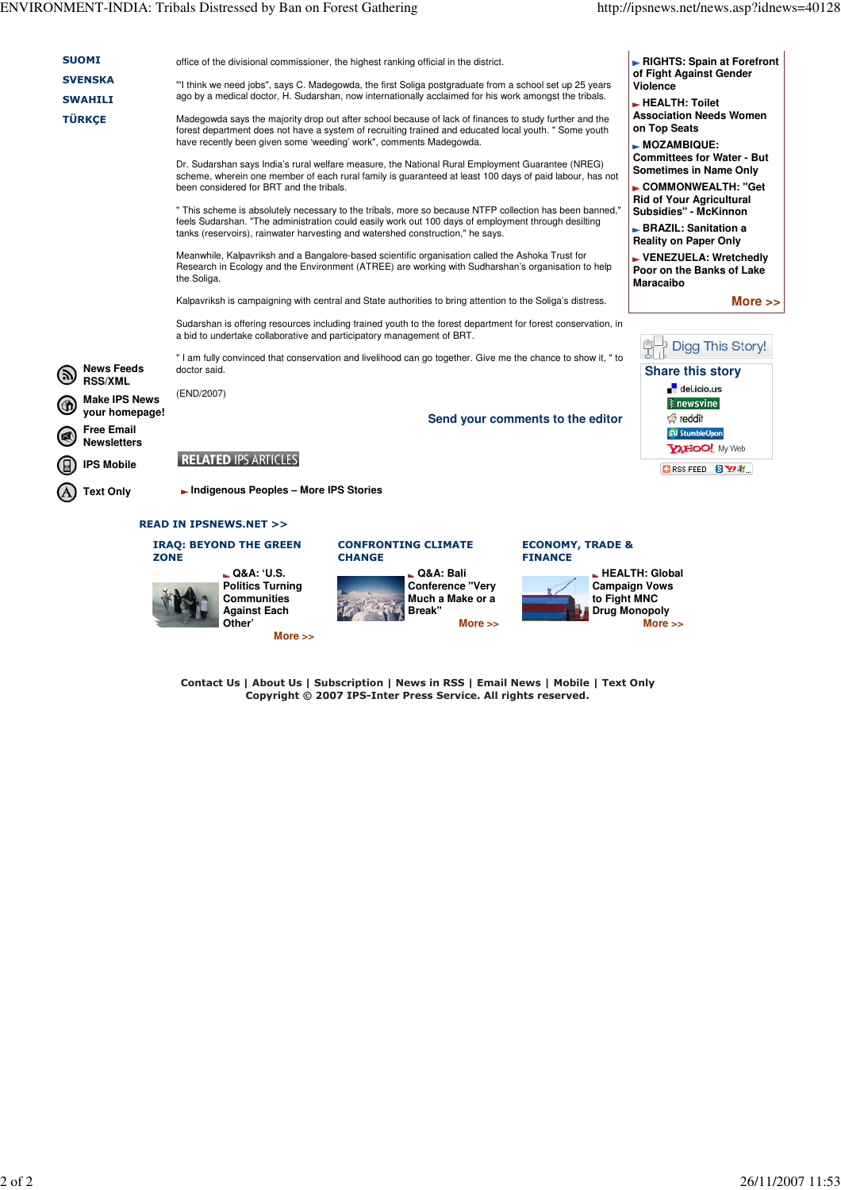office of the divisional commissioner, the highest ranking official in the district.

"'I think we need jobs", says C. Madegowda, the first Soliga postgraduate from a school set up 25 years ago by a medical doctor, H. Sudarshan, now internationally acclaimed for his work amongst the tribals.

Madegowda says the majority drop out after school because of lack of finances to study further and the forest department does not have a system of recruiting trained and educated local youth. " Some youth have recently been given some 'weeding' work", comments Madegowda.

Dr. Sudarshan says India's rural welfare measure, the National Rural Employment Guarantee (NREG) scheme, wherein one member of each rural family is guaranteed at least 100 days of paid labour, has not been considered for BRT and the tribals.

" This scheme is absolutely necessary to the tribals, more so because NTFP collection has been banned," feels Sudarshan. "The administration could easily work out 100 days of employment through desilting tanks (reservoirs), rainwater harvesting and watershed construction," he says.

Meanwhile, Kalpavriksh and a Bangalore-based scientific organisation called the Ashoka Trust for Research in Ecology and the Environment (ATREE) are working with Sudharshan's organisation to help the Soliga.

Kalpavriksh is campaigning with central and State authorities to bring attention to the Soliga's distress.

Sudarshan is offering resources including trained youth to the forest department for forest conservation, in a bid to undertake collaborative and participatory management of BRT.

" I am fully convinced that conservation and livelihood can go together. Give me the chance to show it, " to doctor said.

(END/2007)

Send your comments to the editor

**RELATED IPS ARTICLES**

- Indigenous Peoples – More IPS Stories